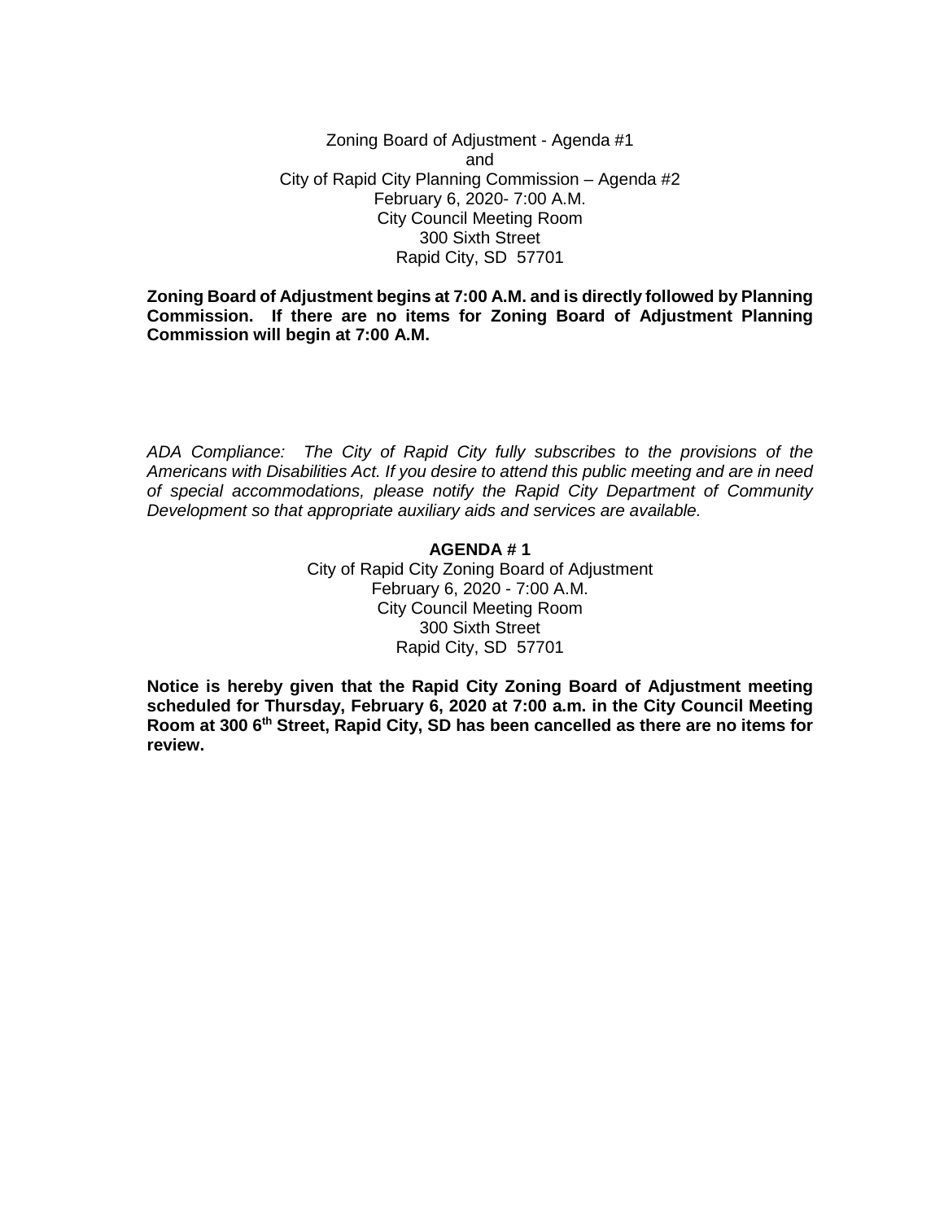Zoning Board of Adjustment - Agenda #1
and
City of Rapid City Planning Commission – Agenda #2
February 6, 2020- 7:00 A.M.
City Council Meeting Room
300 Sixth Street
Rapid City, SD 57701

**Zoning Board of Adjustment begins at 7:00 A.M. and is directly followed by Planning Commission. If there are no items for Zoning Board of Adjustment Planning Commission will begin at 7:00 A.M.**

*ADA Compliance: The City of Rapid City fully subscribes to the provisions of the Americans with Disabilities Act. If you desire to attend this public meeting and are in need of special accommodations, please notify the Rapid City Department of Community Development so that appropriate auxiliary aids and services are available.*

## AGENDA # 1

City of Rapid City Zoning Board of Adjustment
February 6, 2020 - 7:00 A.M.
City Council Meeting Room
300 Sixth Street
Rapid City, SD 57701

**Notice is hereby given that the Rapid City Zoning Board of Adjustment meeting scheduled for Thursday, February 6, 2020 at 7:00 a.m. in the City Council Meeting Room at 300 6th Street, Rapid City, SD has been cancelled as there are no items for review.**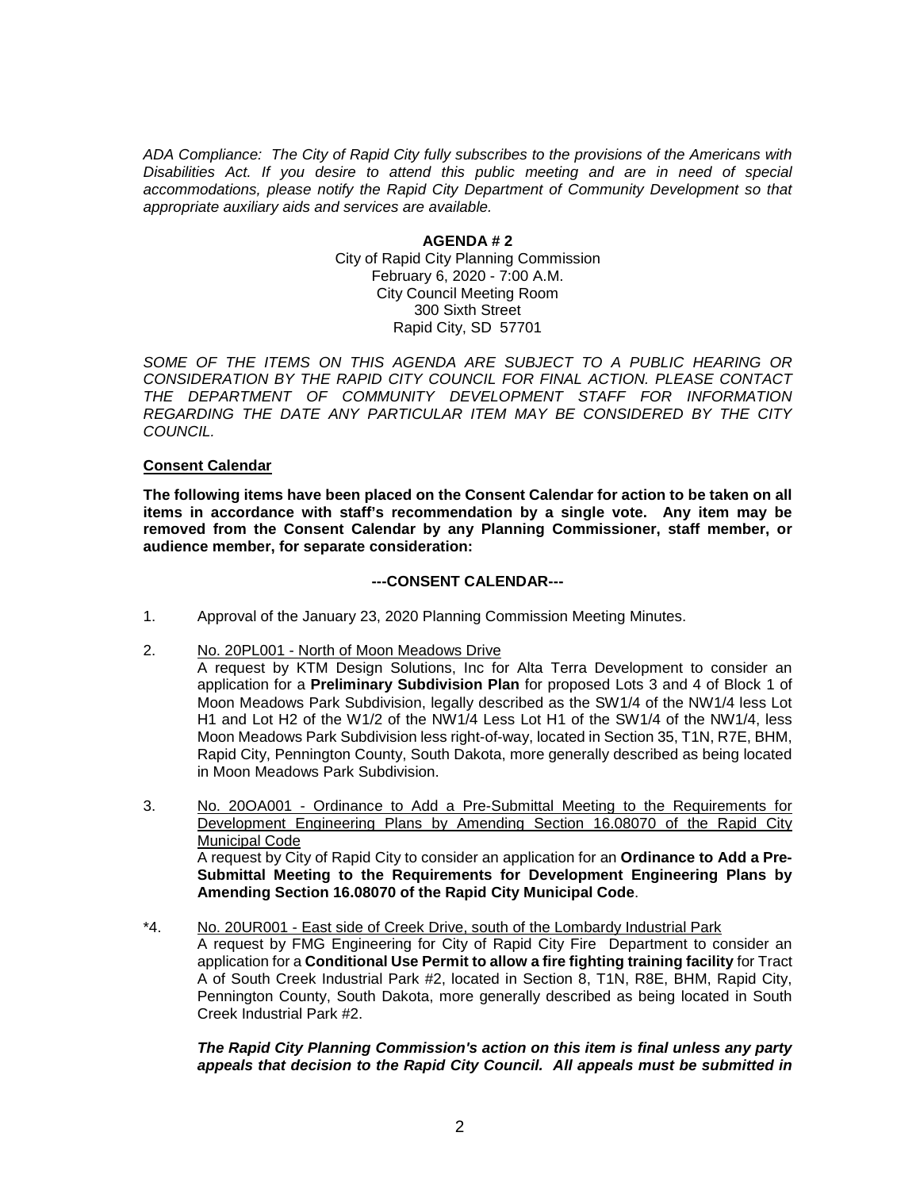*ADA Compliance: The City of Rapid City fully subscribes to the provisions of the Americans with Disabilities Act. If you desire to attend this public meeting and are in need of special accommodations, please notify the Rapid City Department of Community Development so that appropriate auxiliary aids and services are available.*

**AGENDA # 2**

City of Rapid City Planning Commission
February 6, 2020 - 7:00 A.M.
City Council Meeting Room
300 Sixth Street
Rapid City, SD 57701

*SOME OF THE ITEMS ON THIS AGENDA ARE SUBJECT TO A PUBLIC HEARING OR CONSIDERATION BY THE RAPID CITY COUNCIL FOR FINAL ACTION. PLEASE CONTACT THE DEPARTMENT OF COMMUNITY DEVELOPMENT STAFF FOR INFORMATION REGARDING THE DATE ANY PARTICULAR ITEM MAY BE CONSIDERED BY THE CITY COUNCIL.*

**Consent Calendar**

**The following items have been placed on the Consent Calendar for action to be taken on all items in accordance with staff's recommendation by a single vote. Any item may be removed from the Consent Calendar by any Planning Commissioner, staff member, or audience member, for separate consideration:**

**---CONSENT CALENDAR---**

1. Approval of the January 23, 2020 Planning Commission Meeting Minutes.

2. No. 20PL001 - North of Moon Meadows Drive
   A request by KTM Design Solutions, Inc for Alta Terra Development to consider an application for a **Preliminary Subdivision Plan** for proposed Lots 3 and 4 of Block 1 of Moon Meadows Park Subdivision, legally described as the SW1/4 of the NW1/4 less Lot H1 and Lot H2 of the W1/2 of the NW1/4 Less Lot H1 of the SW1/4 of the NW1/4, less Moon Meadows Park Subdivision less right-of-way, located in Section 35, T1N, R7E, BHM, Rapid City, Pennington County, South Dakota, more generally described as being located in Moon Meadows Park Subdivision.

3. No. 20OA001 - Ordinance to Add a Pre-Submittal Meeting to the Requirements for Development Engineering Plans by Amending Section 16.08070 of the Rapid City Municipal Code
   A request by City of Rapid City to consider an application for an **Ordinance to Add a Pre-Submittal Meeting to the Requirements for Development Engineering Plans by Amending Section 16.08070 of the Rapid City Municipal Code**.

*4. No. 20UR001 - East side of Creek Drive, south of the Lombardy Industrial Park
   A request by FMG Engineering for City of Rapid City Fire Department to consider an application for a **Conditional Use Permit to allow a fire fighting training facility** for Tract A of South Creek Industrial Park #2, located in Section 8, T1N, R8E, BHM, Rapid City, Pennington County, South Dakota, more generally described as being located in South Creek Industrial Park #2.

   ***The Rapid City Planning Commission's action on this item is final unless any party appeals that decision to the Rapid City Council. All appeals must be submitted in***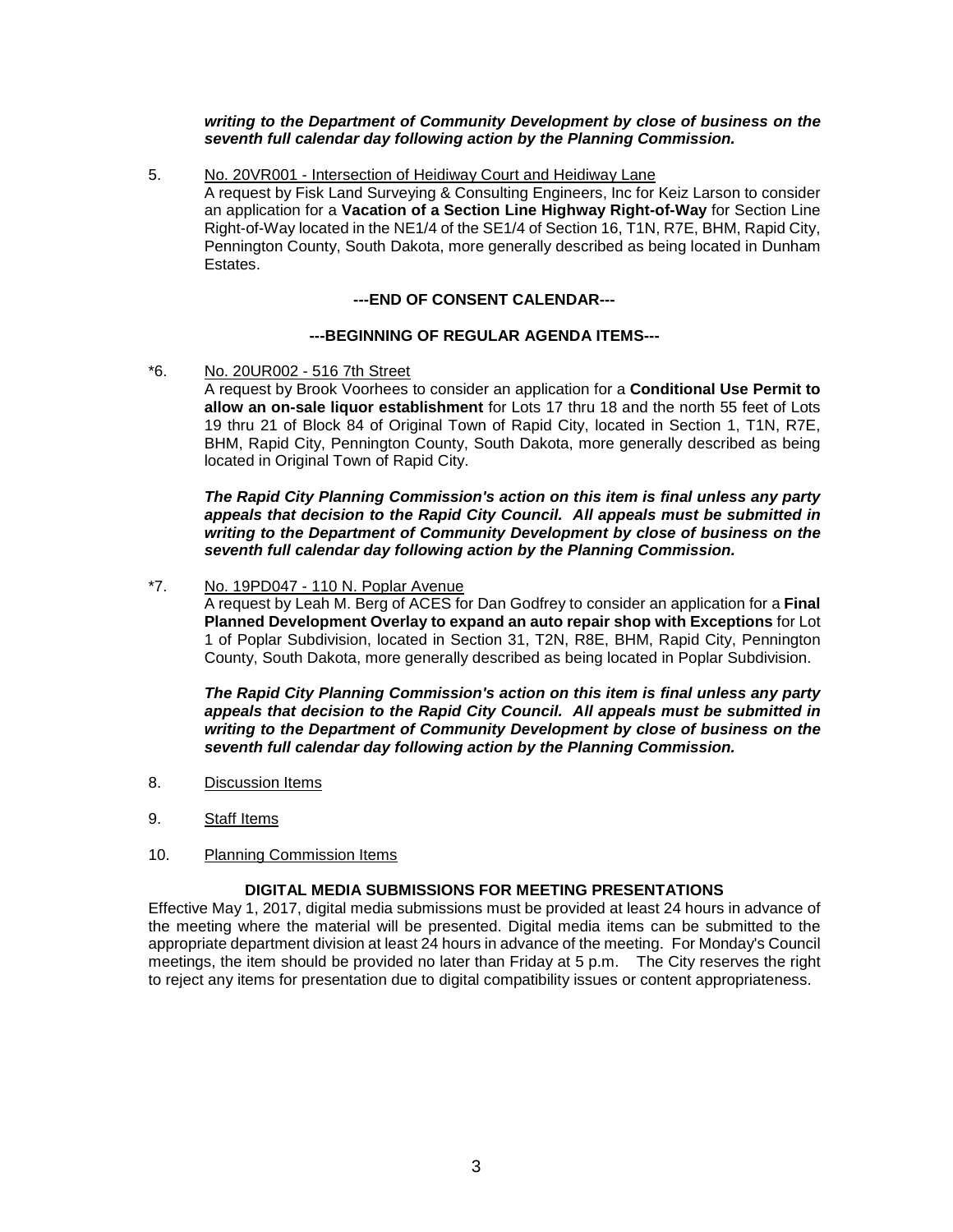***writing to the Department of Community Development by close of business on the seventh full calendar day following action by the Planning Commission.***

5. No. 20VR001 - Intersection of Heidiway Court and Heidiway Lane
   A request by Fisk Land Surveying & Consulting Engineers, Inc for Keiz Larson to consider an application for a **Vacation of a Section Line Highway Right-of-Way** for Section Line Right-of-Way located in the NE1/4 of the SE1/4 of Section 16, T1N, R7E, BHM, Rapid City, Pennington County, South Dakota, more generally described as being located in Dunham Estates.

**---END OF CONSENT CALENDAR---**

**---BEGINNING OF REGULAR AGENDA ITEMS---**

*6. No. 20UR002 - 516 7th Street
   A request by Brook Voorhees to consider an application for a **Conditional Use Permit to allow an on-sale liquor establishment** for Lots 17 thru 18 and the north 55 feet of Lots 19 thru 21 of Block 84 of Original Town of Rapid City, located in Section 1, T1N, R7E, BHM, Rapid City, Pennington County, South Dakota, more generally described as being located in Original Town of Rapid City.

   ***The Rapid City Planning Commission's action on this item is final unless any party appeals that decision to the Rapid City Council. All appeals must be submitted in writing to the Department of Community Development by close of business on the seventh full calendar day following action by the Planning Commission.***

*7. No. 19PD047 - 110 N. Poplar Avenue
   A request by Leah M. Berg of ACES for Dan Godfrey to consider an application for a **Final Planned Development Overlay to expand an auto repair shop with Exceptions** for Lot 1 of Poplar Subdivision, located in Section 31, T2N, R8E, BHM, Rapid City, Pennington County, South Dakota, more generally described as being located in Poplar Subdivision.

   ***The Rapid City Planning Commission's action on this item is final unless any party appeals that decision to the Rapid City Council. All appeals must be submitted in writing to the Department of Community Development by close of business on the seventh full calendar day following action by the Planning Commission.***

8. Discussion Items

9. Staff Items

10. Planning Commission Items

**DIGITAL MEDIA SUBMISSIONS FOR MEETING PRESENTATIONS**

Effective May 1, 2017, digital media submissions must be provided at least 24 hours in advance of the meeting where the material will be presented. Digital media items can be submitted to the appropriate department division at least 24 hours in advance of the meeting. For Monday's Council meetings, the item should be provided no later than Friday at 5 p.m. The City reserves the right to reject any items for presentation due to digital compatibility issues or content appropriateness.